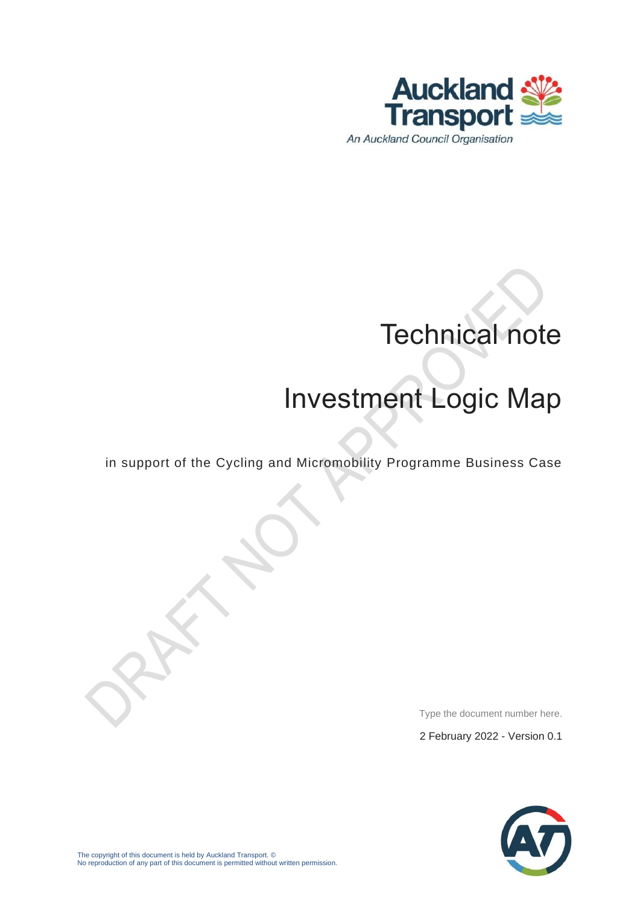Auckland Transport

An Auckland Council Organisation

# Technical note

# Investment Logic Map

in support of the Cycling and Micromobility Programme Business Case

DRAFT NOT APPROVED

Type the document number here.

2 February 2022 - Version 0.1

The copyright of this document is held by Auckland Transport. ©
No reproduction of any part of this document is permitted without written permission.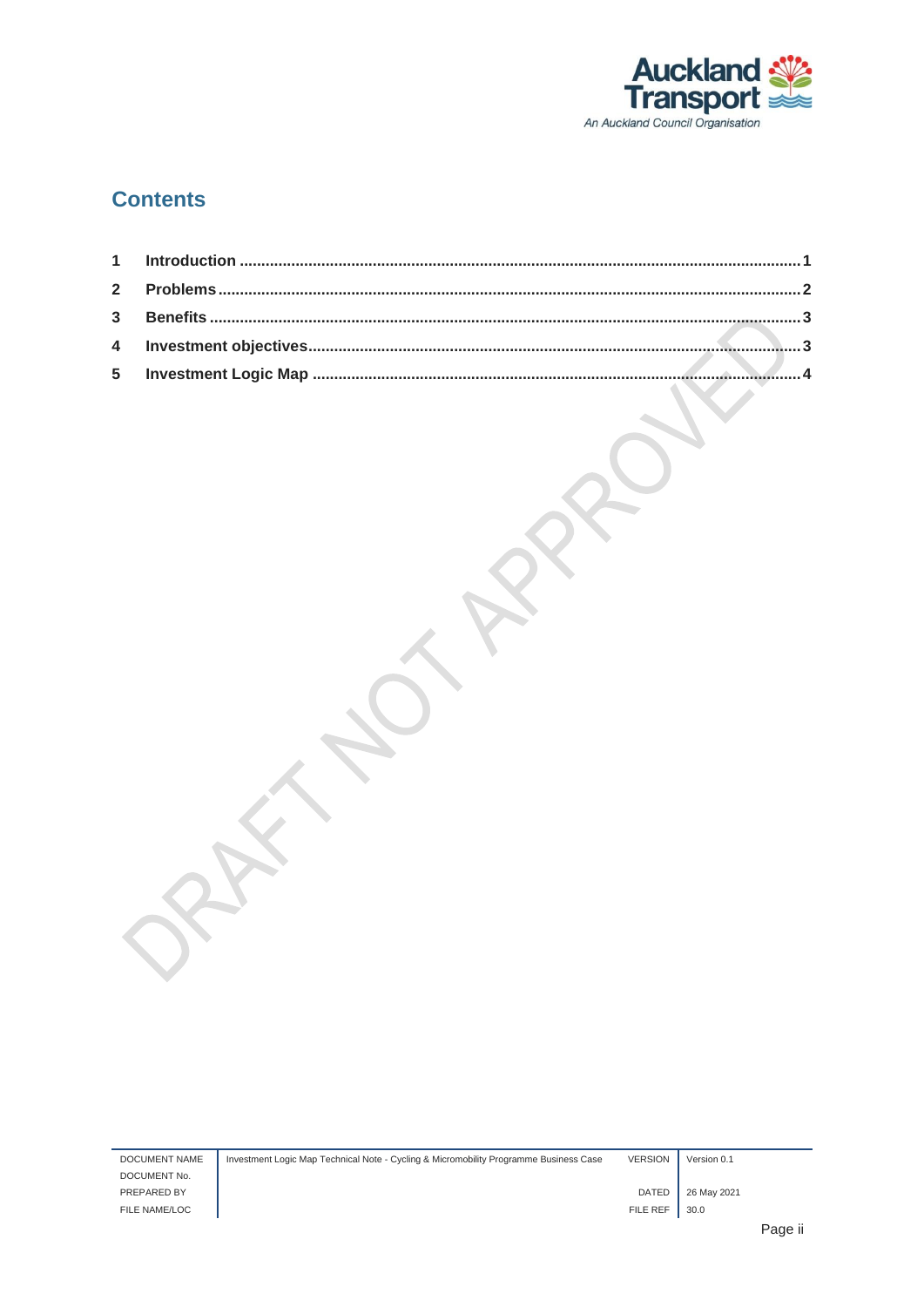# Contents

| | | |
|---|---|---|
| 1 | Introduction | 1 |
| 2 | Problems | 2 |
| 3 | Benefits | 3 |
| 4 | Investment objectives | 3 |
| 5 | Investment Logic Map | 4 |

DRAFT NOT APPROVED

| DOCUMENT NAME | Investment Logic Map Technical Note - Cycling & Micromobility Programme Business Case | VERSION | Version 0.1 |
|---|---|---|---|
| DOCUMENT No. | | | |
| PREPARED BY | | DATED | 26 May 2021 |
| FILE NAME/LOC | | FILE REF | 30.0 |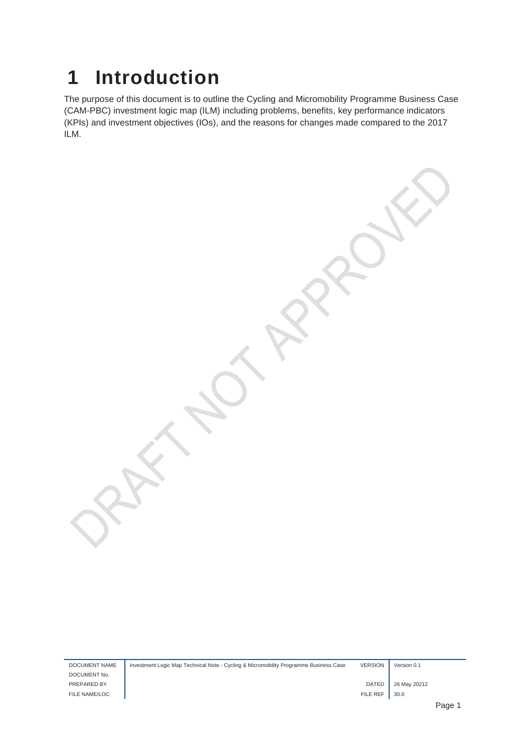# 1 Introduction

The purpose of this document is to outline the Cycling and Micromobility Programme Business Case (CAM-PBC) investment logic map (ILM) including problems, benefits, key performance indicators (KPIs) and investment objectives (IOs), and the reasons for changes made compared to the 2017 ILM.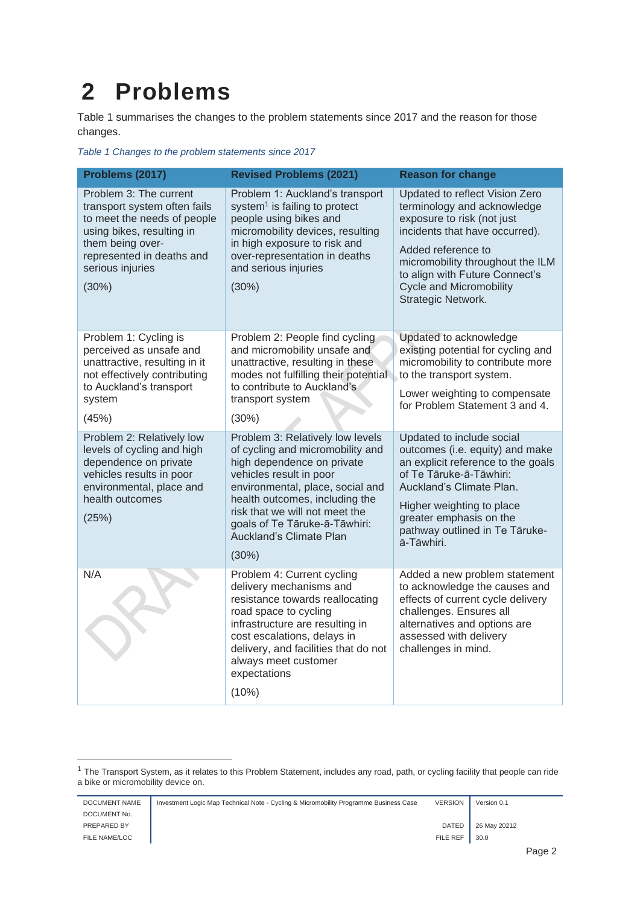# 2 Problems

Table 1 summarises the changes to the problem statements since 2017 and the reason for those changes.

*Table 1 Changes to the problem statements since 2017*

| Problems (2017) | Revised Problems (2021) | Reason for change |
|---|---|---|
| Problem 3: The current transport system often fails to meet the needs of people using bikes, resulting in them being over-represented in deaths and serious injuries<br><br>(30%) | Problem 1: Auckland's transport system[1] is failing to protect people using bikes and micromobility devices, resulting in high exposure to risk and over-representation in deaths and serious injuries<br><br>(30%) | Updated to reflect Vision Zero terminology and acknowledge exposure to risk (not just incidents that have occurred).<br><br>Added reference to micromobility throughout the ILM to align with Future Connect's Cycle and Micromobility Strategic Network. |
| Problem 1: Cycling is perceived as unsafe and unattractive, resulting in it not effectively contributing to Auckland's transport system<br><br>(45%) | Problem 2: People find cycling and micromobility unsafe and unattractive, resulting in these modes not fulfilling their potential to contribute to Auckland's transport system<br><br>(30%) | Updated to acknowledge existing potential for cycling and micromobility to contribute more to the transport system.<br><br>Lower weighting to compensate for Problem Statement 3 and 4. |
| Problem 2: Relatively low levels of cycling and high dependence on private vehicles results in poor environmental, place and health outcomes<br><br>(25%) | Problem 3: Relatively low levels of cycling and micromobility and high dependence on private vehicles result in poor environmental, place, social and health outcomes, including the risk that we will not meet the goals of Te Tāruke-ā-Tāwhiri: Auckland's Climate Plan<br><br>(30%) | Updated to include social outcomes (i.e. equity) and make an explicit reference to the goals of Te Tāruke-ā-Tāwhiri: Auckland's Climate Plan.<br><br>Higher weighting to place greater emphasis on the pathway outlined in Te Tāruke-ā-Tāwhiri. |
| N/A | Problem 4: Current cycling delivery mechanisms and resistance towards reallocating road space to cycling infrastructure are resulting in cost escalations, delays in delivery, and facilities that do not always meet customer expectations<br><br>(10%) | Added a new problem statement to acknowledge the causes and effects of current cycle delivery challenges. Ensures all alternatives and options are assessed with delivery challenges in mind. |

[1] The Transport System, as it relates to this Problem Statement, includes any road, path, or cycling facility that people can ride a bike or micromobility device on.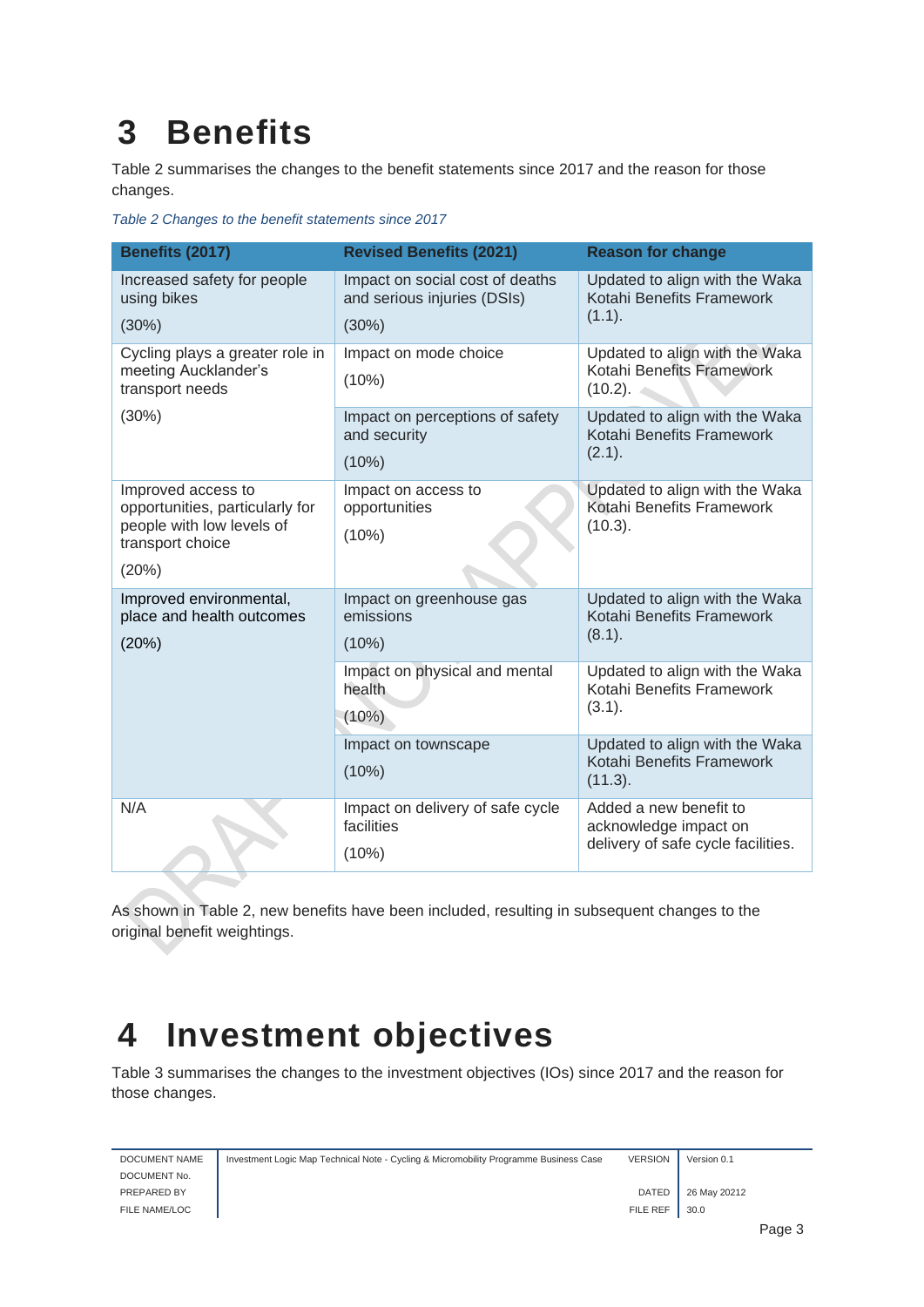# 3 Benefits

Table 2 summarises the changes to the benefit statements since 2017 and the reason for those changes.

*Table 2 Changes to the benefit statements since 2017*

| Benefits (2017) | Revised Benefits (2021) | Reason for change |
|---|---|---|
| Increased safety for people using bikes (30%) | Impact on social cost of deaths and serious injuries (DSIs) (30%) | Updated to align with the Waka Kotahi Benefits Framework (1.1). |
| Cycling plays a greater role in meeting Auckland's transport needs (30%) | Impact on mode choice (10%) | Updated to align with the Waka Kotahi Benefits Framework (10.2). |
| | Impact on perceptions of safety and security (10%) | Updated to align with the Waka Kotahi Benefits Framework (2.1). |
| Improved access to opportunities, particularly for people with low levels of transport choice (20%) | Impact on access to opportunities (10%) | Updated to align with the Waka Kotahi Benefits Framework (10.3). |
| Improved environmental, place and health outcomes (20%) | Impact on greenhouse gas emissions (10%) | Updated to align with the Waka Kotahi Benefits Framework (8.1). |
| | Impact on physical and mental health (10%) | Updated to align with the Waka Kotahi Benefits Framework (3.1). |
| | Impact on townscape (10%) | Updated to align with the Waka Kotahi Benefits Framework (11.3). |
| N/A | Impact on delivery of safe cycle facilities (10%) | Added a new benefit to acknowledge impact on delivery of safe cycle facilities. |

As shown in Table 2, new benefits have been included, resulting in subsequent changes to the original benefit weightings.

# 4 Investment objectives

Table 3 summarises the changes to the investment objectives (IOs) since 2017 and the reason for those changes.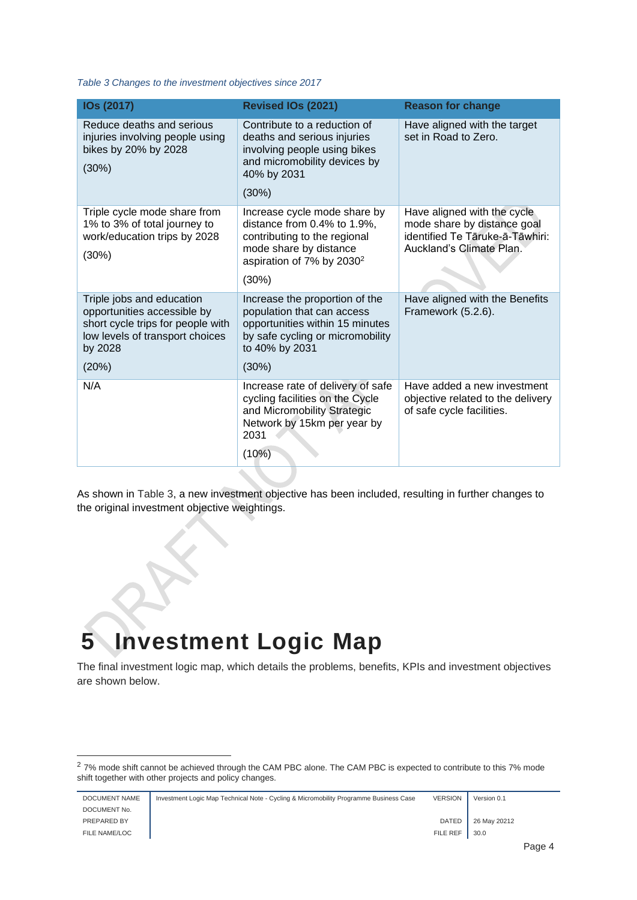*Table 3 Changes to the investment objectives since 2017*

| IOs (2017) | Revised IOs (2021) | Reason for change |
|---|---|---|
| Reduce deaths and serious injuries involving people using bikes by 20% by 2028<br><br>(30%) | Contribute to a reduction of deaths and serious injuries involving people using bikes and micromobility devices by 40% by 2031<br><br>(30%) | Have aligned with the target set in Road to Zero. |
| Triple cycle mode share from 1% to 3% of total journey to work/education trips by 2028<br><br>(30%) | Increase cycle mode share by distance from 0.4% to 1.9%, contributing to the regional mode share by distance aspiration of 7% by 2030[2]<br><br>(30%) | Have aligned with the cycle mode share by distance goal identified Te Tāruke-ā-Tāwhiri: Auckland's Climate Plan. |
| Triple jobs and education opportunities accessible by short cycle trips for people with low levels of transport choices by 2028<br><br>(20%) | Increase the proportion of the population that can access opportunities within 15 minutes by safe cycling or micromobility to 40% by 2031<br><br>(30%) | Have aligned with the Benefits Framework (5.2.6). |
| N/A | Increase rate of delivery of safe cycling facilities on the Cycle and Micromobility Strategic Network by 15km per year by 2031<br><br>(10%) | Have added a new investment objective related to the delivery of safe cycle facilities. |

As shown in Table 3, a new investment objective has been included, resulting in further changes to the original investment objective weightings.

# 5 Investment Logic Map

The final investment logic map, which details the problems, benefits, KPIs and investment objectives are shown below.

[2] 7% mode shift cannot be achieved through the CAM PBC alone. The CAM PBC is expected to contribute to this 7% mode shift together with other projects and policy changes.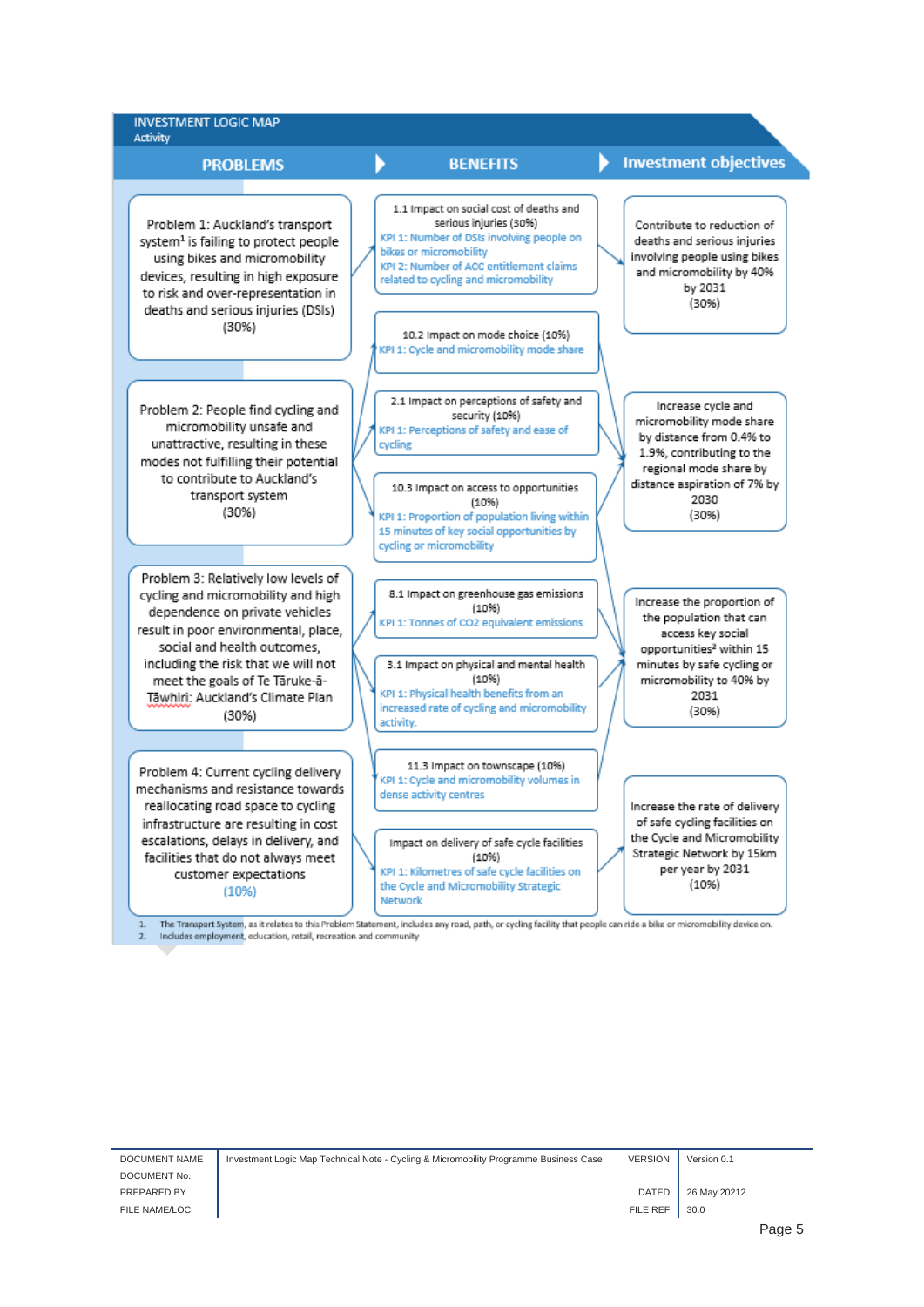## INVESTMENT LOGIC MAP

Activity

### PROBLEMS

Problem 1: Auckland's transport system[1] is failing to protect people using bikes and micromobility devices, resulting in high exposure to risk and over-representation in deaths and serious injuries (DSIs) (30%)

Problem 2: People find cycling and micromobility unsafe and unattractive, resulting in these modes not fulfilling their potential to contribute to Auckland's transport system (30%)

Problem 3: Relatively low levels of cycling and micromobility and high dependence on private vehicles result in poor environmental, place, social and health outcomes, including the risk that we will not meet the goals of Te Tāruke-ā-Tāwhiri: Auckland's Climate Plan (30%)

Problem 4: Current cycling delivery mechanisms and resistance towards reallocating road space to cycling infrastructure are resulting in cost escalations, delays in delivery, and facilities that do not always meet customer expectations (10%)

### BENEFITS

1.1 Impact on social cost of deaths and serious injuries (30%)
- KPI 1: Number of DSIs involving people on bikes or micromobility
- KPI 2: Number of ACC entitlement claims related to cycling and micromobility

10.2 Impact on mode choice (10%)
- KPI 1: Cycle and micromobility mode share

2.1 Impact on perceptions of safety and security (10%)
- KPI 1: Perceptions of safety and ease of cycling

10.3 Impact on access to opportunities (10%)
- KPI 1: Proportion of population living within 15 minutes of key social opportunities by cycling or micromobility

8.1 Impact on greenhouse gas emissions (10%)
- KPI 1: Tonnes of CO2 equivalent emissions

3.1 Impact on physical and mental health (10%)
- KPI 1: Physical health benefits from an increased rate of cycling and micromobility activity.

11.3 Impact on townscape (10%)
- KPI 1: Cycle and micromobility volumes in dense activity centres

Impact on delivery of safe cycle facilities (10%)
- KPI 1: Kilometres of safe cycle facilities on the Cycle and Micromobility Strategic Network

### Investment objectives

Contribute to reduction of deaths and serious injuries involving people using bikes and micromobility by 40% by 2031 (30%)

Increase cycle and micromobility mode share by distance from 0.4% to 1.9%, contributing to the regional mode share by distance aspiration of 7% by 2030 (30%)

Increase the proportion of the population that can access key social opportunities[2] within 15 minutes by safe cycling or micromobility to 40% by 2031 (30%)

Increase the rate of delivery of safe cycling facilities on the Cycle and Micromobility Strategic Network by 15km per year by 2031 (10%)

1. The Transport System, as it relates to this Problem Statement, includes any road, path, or cycling facility that people can ride a bike or micromobility device on.
2. Includes employment, education, retail, recreation and community